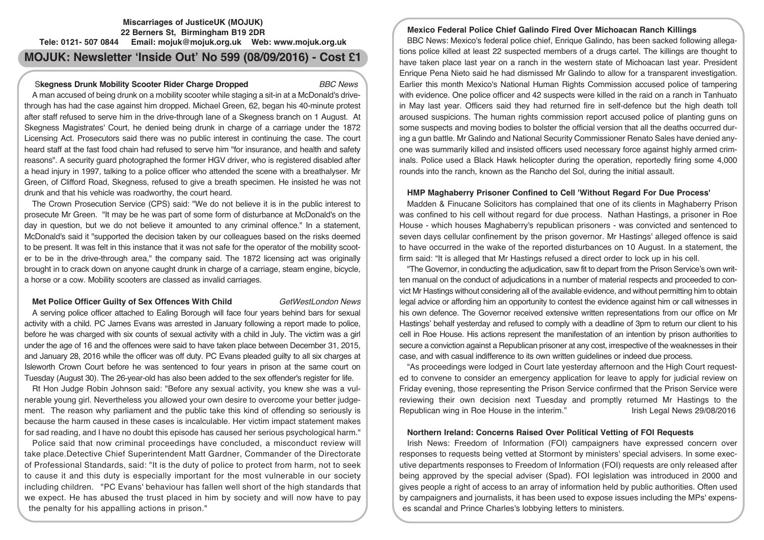**Miscarriages of JusticeUK (MOJUK)**
**22 Berners St, Birmingham B19 2DR**
**Tele: 0121- 507 0844 Email: mojuk@mojuk.org.uk Web: www.mojuk.org.uk**

# MOJUK: Newsletter 'Inside Out' No 599 (08/09/2016) - Cost £1

## Skegness Drunk Mobility Scooter Rider Charge Dropped

*BBC News*

A man accused of being drunk on a mobility scooter while staging a sit-in at a McDonald's drive-through has had the case against him dropped. Michael Green, 62, began his 40-minute protest after staff refused to serve him in the drive-through lane of a Skegness branch on 1 August. At Skegness Magistrates' Court, he denied being drunk in charge of a carriage under the 1872 Licensing Act. Prosecutors said there was no public interest in continuing the case. The court heard staff at the fast food chain had refused to serve him "for insurance, and health and safety reasons". A security guard photographed the former HGV driver, who is registered disabled after a head injury in 1997, talking to a police officer who attended the scene with a breathalyser. Mr Green, of Clifford Road, Skegness, refused to give a breath specimen. He insisted he was not drunk and that his vehicle was roadworthy, the court heard.

The Crown Prosecution Service (CPS) said: "We do not believe it is in the public interest to prosecute Mr Green. "It may be he was part of some form of disturbance at McDonald's on the day in question, but we do not believe it amounted to any criminal offence." In a statement, McDonald's said it "supported the decision taken by our colleagues based on the risks deemed to be present. It was felt in this instance that it was not safe for the operator of the mobility scooter to be in the drive-through area," the company said. The 1872 licensing act was originally brought in to crack down on anyone caught drunk in charge of a carriage, steam engine, bicycle, a horse or a cow. Mobility scooters are classed as invalid carriages.

## Met Police Officer Guilty of Sex Offences With Child

*GetWestLondon News*

A serving police officer attached to Ealing Borough will face four years behind bars for sexual activity with a child. PC James Evans was arrested in January following a report made to police, before he was charged with six counts of sexual activity with a child in July. The victim was a girl under the age of 16 and the offences were said to have taken place between December 31, 2015, and January 28, 2016 while the officer was off duty. PC Evans pleaded guilty to all six charges at Isleworth Crown Court before he was sentenced to four years in prison at the same court on Tuesday (August 30). The 26-year-old has also been added to the sex offender's register for life.

Rt Hon Judge Robin Johnson said: "Before any sexual activity, you knew she was a vulnerable young girl. Nevertheless you allowed your own desire to overcome your better judgement. The reason why parliament and the public take this kind of offending so seriously is because the harm caused in these cases is incalculable. Her victim impact statement makes for sad reading, and I have no doubt this episode has caused her serious psychological harm."

Police said that now criminal proceedings have concluded, a misconduct review will take place.Detective Chief Superintendent Matt Gardner, Commander of the Directorate of Professional Standards, said: "It is the duty of police to protect from harm, not to seek to cause it and this duty is especially important for the most vulnerable in our society including children. "PC Evans' behaviour has fallen well short of the high standards that we expect. He has abused the trust placed in him by society and will now have to pay the penalty for his appalling actions in prison."

## Mexico Federal Police Chief Galindo Fired Over Michoacan Ranch Killings

BBC News: Mexico's federal police chief, Enrique Galindo, has been sacked following allegations police killed at least 22 suspected members of a drugs cartel. The killings are thought to have taken place last year on a ranch in the western state of Michoacan last year. President Enrique Pena Nieto said he had dismissed Mr Galindo to allow for a transparent investigation. Earlier this month Mexico's National Human Rights Commission accused police of tampering with evidence. One police officer and 42 suspects were killed in the raid on a ranch in Tanhuato in May last year. Officers said they had returned fire in self-defence but the high death toll aroused suspicions. The human rights commission report accused police of planting guns on some suspects and moving bodies to bolster the official version that all the deaths occurred during a gun battle. Mr Galindo and National Security Commissioner Renato Sales have denied anyone was summarily killed and insisted officers used necessary force against highly armed criminals. Police used a Black Hawk helicopter during the operation, reportedly firing some 4,000 rounds into the ranch, known as the Rancho del Sol, during the initial assault.

## HMP Maghaberry Prisoner Confined to Cell 'Without Regard For Due Process'

Madden & Finucane Solicitors has complained that one of its clients in Maghaberry Prison was confined to his cell without regard for due process. Nathan Hastings, a prisoner in Roe House - which houses Maghaberry's republican prisoners - was convicted and sentenced to seven days cellular confinement by the prison governor. Mr Hastings' alleged offence is said to have occurred in the wake of the reported disturbances on 10 August. In a statement, the firm said: "It is alleged that Mr Hastings refused a direct order to lock up in his cell.

"The Governor, in conducting the adjudication, saw fit to depart from the Prison Service's own written manual on the conduct of adjudications in a number of material respects and proceeded to convict Mr Hastings without considering all of the available evidence, and without permitting him to obtain legal advice or affording him an opportunity to contest the evidence against him or call witnesses in his own defence. The Governor received extensive written representations from our office on Mr Hastings' behalf yesterday and refused to comply with a deadline of 3pm to return our client to his cell in Roe House. His actions represent the manifestation of an intention by prison authorities to secure a conviction against a Republican prisoner at any cost, irrespective of the weaknesses in their case, and with casual indifference to its own written guidelines or indeed due process.

"As proceedings were lodged in Court late yesterday afternoon and the High Court requested to convene to consider an emergency application for leave to apply for judicial review on Friday evening, those representing the Prison Service confirmed that the Prison Service were reviewing their own decision next Tuesday and promptly returned Mr Hastings to the Republican wing in Roe House in the interim." Irish Legal News 29/08/2016

## Northern Ireland: Concerns Raised Over Political Vetting of FOI Requests

Irish News: Freedom of Information (FOI) campaigners have expressed concern over responses to requests being vetted at Stormont by ministers' special advisers. In some executive departments responses to Freedom of Information (FOI) requests are only released after being approved by the special adviser (Spad). FOI legislation was introduced in 2000 and gives people a right of access to an array of information held by public authorities. Often used by campaigners and journalists, it has been used to expose issues including the MPs' expenses scandal and Prince Charles's lobbying letters to ministers.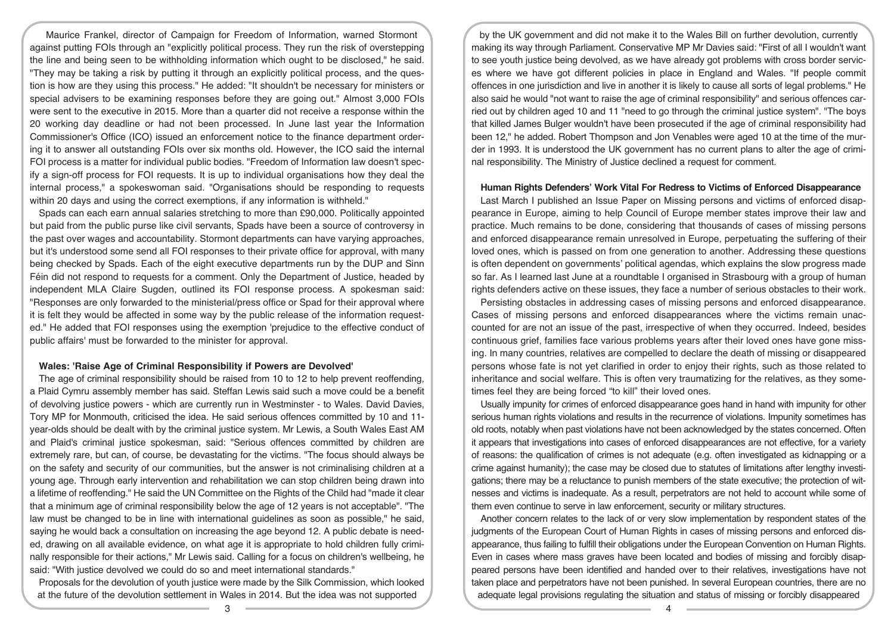Maurice Frankel, director of Campaign for Freedom of Information, warned Stormont against putting FOIs through an "explicitly political process. They run the risk of overstepping the line and being seen to be withholding information which ought to be disclosed," he said. "They may be taking a risk by putting it through an explicitly political process, and the question is how are they using this process." He added: "It shouldn't be necessary for ministers or special advisers to be examining responses before they are going out." Almost 3,000 FOIs were sent to the executive in 2015. More than a quarter did not receive a response within the 20 working day deadline or had not been processed. In June last year the Information Commissioner's Office (ICO) issued an enforcement notice to the finance department ordering it to answer all outstanding FOIs over six months old. However, the ICO said the internal FOI process is a matter for individual public bodies. "Freedom of Information law doesn't specify a sign-off process for FOI requests. It is up to individual organisations how they deal the internal process," a spokeswoman said. "Organisations should be responding to requests within 20 days and using the correct exemptions, if any information is withheld."

Spads can each earn annual salaries stretching to more than £90,000. Politically appointed but paid from the public purse like civil servants, Spads have been a source of controversy in the past over wages and accountability. Stormont departments can have varying approaches, but it's understood some send all FOI responses to their private office for approval, with many being checked by Spads. Each of the eight executive departments run by the DUP and Sinn Féin did not respond to requests for a comment. Only the Department of Justice, headed by independent MLA Claire Sugden, outlined its FOI response process. A spokesman said: "Responses are only forwarded to the ministerial/press office or Spad for their approval where it is felt they would be affected in some way by the public release of the information requested." He added that FOI responses using the exemption 'prejudice to the effective conduct of public affairs' must be forwarded to the minister for approval.

### Wales: 'Raise Age of Criminal Responsibility if Powers are Devolved'

The age of criminal responsibility should be raised from 10 to 12 to help prevent reoffending, a Plaid Cymru assembly member has said. Steffan Lewis said such a move could be a benefit of devolving justice powers - which are currently run in Westminster - to Wales. David Davies, Tory MP for Monmouth, criticised the idea. He said serious offences committed by 10 and 11-year-olds should be dealt with by the criminal justice system. Mr Lewis, a South Wales East AM and Plaid's criminal justice spokesman, said: "Serious offences committed by children are extremely rare, but can, of course, be devastating for the victims. "The focus should always be on the safety and security of our communities, but the answer is not criminalising children at a young age. Through early intervention and rehabilitation we can stop children being drawn into a lifetime of reoffending." He said the UN Committee on the Rights of the Child had "made it clear that a minimum age of criminal responsibility below the age of 12 years is not acceptable". "The law must be changed to be in line with international guidelines as soon as possible," he said, saying he would back a consultation on increasing the age beyond 12. A public debate is needed, drawing on all available evidence, on what age it is appropriate to hold children fully criminally responsible for their actions," Mr Lewis said. Calling for a focus on children's wellbeing, he said: "With justice devolved we could do so and meet international standards."

Proposals for the devolution of youth justice were made by the Silk Commission, which looked at the future of the devolution settlement in Wales in 2014. But the idea was not supported by the UK government and did not make it to the Wales Bill on further devolution, currently making its way through Parliament. Conservative MP Mr Davies said: "First of all I wouldn't want to see youth justice being devolved, as we have already got problems with cross border services where we have got different policies in place in England and Wales. "If people commit offences in one jurisdiction and live in another it is likely to cause all sorts of legal problems." He also said he would "not want to raise the age of criminal responsibility" and serious offences carried out by children aged 10 and 11 "need to go through the criminal justice system". "The boys that killed James Bulger wouldn't have been prosecuted if the age of criminal responsibility had been 12," he added. Robert Thompson and Jon Venables were aged 10 at the time of the murder in 1993. It is understood the UK government has no current plans to alter the age of criminal responsibility. The Ministry of Justice declined a request for comment.

### Human Rights Defenders' Work Vital For Redress to Victims of Enforced Disappearance

Last March I published an Issue Paper on Missing persons and victims of enforced disappearance in Europe, aiming to help Council of Europe member states improve their law and practice. Much remains to be done, considering that thousands of cases of missing persons and enforced disappearance remain unresolved in Europe, perpetuating the suffering of their loved ones, which is passed on from one generation to another. Addressing these questions is often dependent on governments' political agendas, which explains the slow progress made so far. As I learned last June at a roundtable I organised in Strasbourg with a group of human rights defenders active on these issues, they face a number of serious obstacles to their work.

Persisting obstacles in addressing cases of missing persons and enforced disappearance. Cases of missing persons and enforced disappearances where the victims remain unaccounted for are not an issue of the past, irrespective of when they occurred. Indeed, besides continuous grief, families face various problems years after their loved ones have gone missing. In many countries, relatives are compelled to declare the death of missing or disappeared persons whose fate is not yet clarified in order to enjoy their rights, such as those related to inheritance and social welfare. This is often very traumatizing for the relatives, as they sometimes feel they are being forced "to kill" their loved ones.

Usually impunity for crimes of enforced disappearance goes hand in hand with impunity for other serious human rights violations and results in the recurrence of violations. Impunity sometimes has old roots, notably when past violations have not been acknowledged by the states concerned. Often it appears that investigations into cases of enforced disappearances are not effective, for a variety of reasons: the qualification of crimes is not adequate (e.g. often investigated as kidnapping or a crime against humanity); the case may be closed due to statutes of limitations after lengthy investigations; there may be a reluctance to punish members of the state executive; the protection of witnesses and victims is inadequate. As a result, perpetrators are not held to account while some of them even continue to serve in law enforcement, security or military structures.

Another concern relates to the lack of or very slow implementation by respondent states of the judgments of the European Court of Human Rights in cases of missing persons and enforced disappearance, thus failing to fulfill their obligations under the European Convention on Human Rights. Even in cases where mass graves have been located and bodies of missing and forcibly disappeared persons have been identified and handed over to their relatives, investigations have not taken place and perpetrators have not been punished. In several European countries, there are no adequate legal provisions regulating the situation and status of missing or forcibly disappeared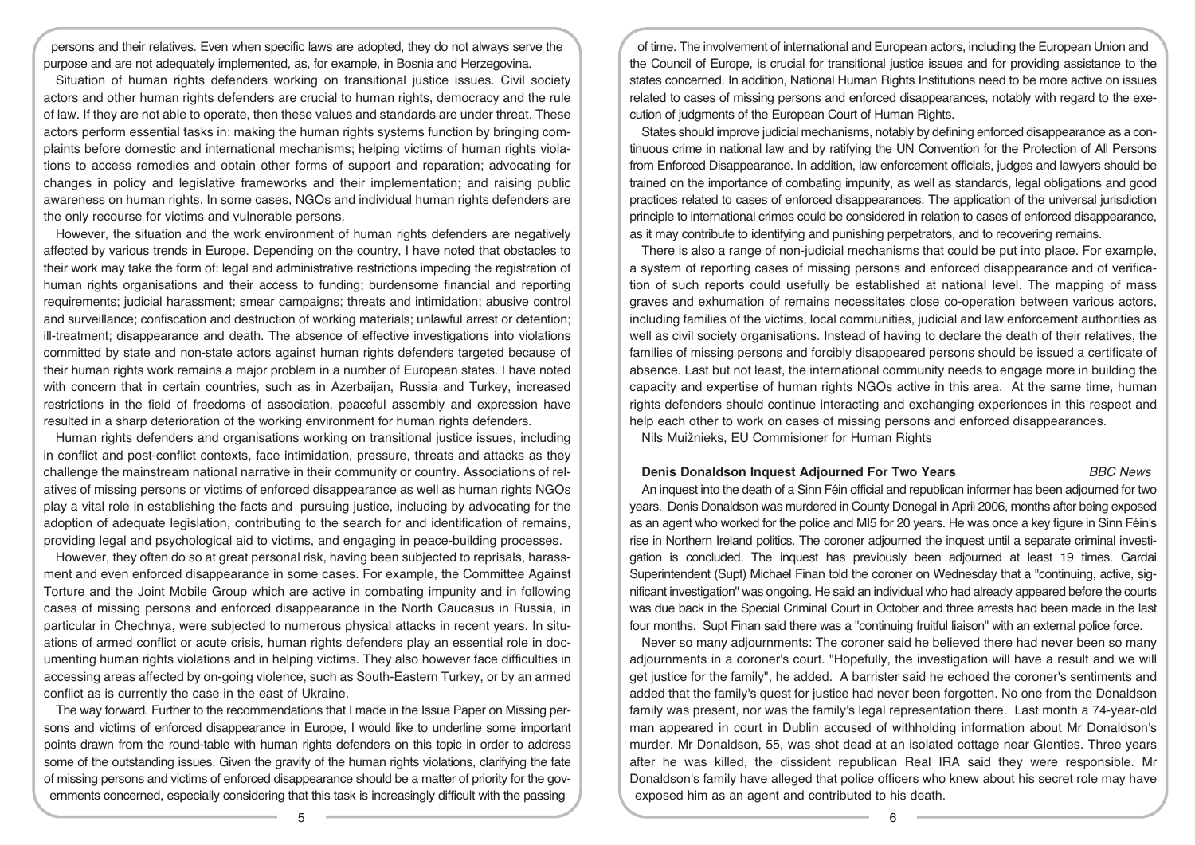persons and their relatives. Even when specific laws are adopted, they do not always serve the purpose and are not adequately implemented, as, for example, in Bosnia and Herzegovina.

Situation of human rights defenders working on transitional justice issues. Civil society actors and other human rights defenders are crucial to human rights, democracy and the rule of law. If they are not able to operate, then these values and standards are under threat. These actors perform essential tasks in: making the human rights systems function by bringing complaints before domestic and international mechanisms; helping victims of human rights violations to access remedies and obtain other forms of support and reparation; advocating for changes in policy and legislative frameworks and their implementation; and raising public awareness on human rights. In some cases, NGOs and individual human rights defenders are the only recourse for victims and vulnerable persons.

However, the situation and the work environment of human rights defenders are negatively affected by various trends in Europe. Depending on the country, I have noted that obstacles to their work may take the form of: legal and administrative restrictions impeding the registration of human rights organisations and their access to funding; burdensome financial and reporting requirements; judicial harassment; smear campaigns; threats and intimidation; abusive control and surveillance; confiscation and destruction of working materials; unlawful arrest or detention; ill-treatment; disappearance and death. The absence of effective investigations into violations committed by state and non-state actors against human rights defenders targeted because of their human rights work remains a major problem in a number of European states. I have noted with concern that in certain countries, such as in Azerbaijan, Russia and Turkey, increased restrictions in the field of freedoms of association, peaceful assembly and expression have resulted in a sharp deterioration of the working environment for human rights defenders.

Human rights defenders and organisations working on transitional justice issues, including in conflict and post-conflict contexts, face intimidation, pressure, threats and attacks as they challenge the mainstream national narrative in their community or country. Associations of relatives of missing persons or victims of enforced disappearance as well as human rights NGOs play a vital role in establishing the facts and pursuing justice, including by advocating for the adoption of adequate legislation, contributing to the search for and identification of remains, providing legal and psychological aid to victims, and engaging in peace-building processes.

However, they often do so at great personal risk, having been subjected to reprisals, harassment and even enforced disappearance in some cases. For example, the Committee Against Torture and the Joint Mobile Group which are active in combating impunity and in following cases of missing persons and enforced disappearance in the North Caucasus in Russia, in particular in Chechnya, were subjected to numerous physical attacks in recent years. In situations of armed conflict or acute crisis, human rights defenders play an essential role in documenting human rights violations and in helping victims. They also however face difficulties in accessing areas affected by on-going violence, such as South-Eastern Turkey, or by an armed conflict as is currently the case in the east of Ukraine.

The way forward. Further to the recommendations that I made in the Issue Paper on Missing persons and victims of enforced disappearance in Europe, I would like to underline some important points drawn from the round-table with human rights defenders on this topic in order to address some of the outstanding issues. Given the gravity of the human rights violations, clarifying the fate of missing persons and victims of enforced disappearance should be a matter of priority for the governments concerned, especially considering that this task is increasingly difficult with the passing of time. The involvement of international and European actors, including the European Union and the Council of Europe, is crucial for transitional justice issues and for providing assistance to the states concerned. In addition, National Human Rights Institutions need to be more active on issues related to cases of missing persons and enforced disappearances, notably with regard to the execution of judgments of the European Court of Human Rights.

States should improve judicial mechanisms, notably by defining enforced disappearance as a continuous crime in national law and by ratifying the UN Convention for the Protection of All Persons from Enforced Disappearance. In addition, law enforcement officials, judges and lawyers should be trained on the importance of combating impunity, as well as standards, legal obligations and good practices related to cases of enforced disappearances. The application of the universal jurisdiction principle to international crimes could be considered in relation to cases of enforced disappearance, as it may contribute to identifying and punishing perpetrators, and to recovering remains.

There is also a range of non-judicial mechanisms that could be put into place. For example, a system of reporting cases of missing persons and enforced disappearance and of verification of such reports could usefully be established at national level. The mapping of mass graves and exhumation of remains necessitates close co-operation between various actors, including families of the victims, local communities, judicial and law enforcement authorities as well as civil society organisations. Instead of having to declare the death of their relatives, the families of missing persons and forcibly disappeared persons should be issued a certificate of absence. Last but not least, the international community needs to engage more in building the capacity and expertise of human rights NGOs active in this area. At the same time, human rights defenders should continue interacting and exchanging experiences in this respect and help each other to work on cases of missing persons and enforced disappearances.

Nils Muižnieks, EU Commisioner for Human Rights

## Denis Donaldson Inquest Adjourned For Two Years

*BBC News*

An inquest into the death of a Sinn Féin official and republican informer has been adjourned for two years. Denis Donaldson was murdered in County Donegal in April 2006, months after being exposed as an agent who worked for the police and MI5 for 20 years. He was once a key figure in Sinn Féin's rise in Northern Ireland politics. The coroner adjourned the inquest until a separate criminal investigation is concluded. The inquest has previously been adjourned at least 19 times. Gardai Superintendent (Supt) Michael Finan told the coroner on Wednesday that a "continuing, active, significant investigation" was ongoing. He said an individual who had already appeared before the courts was due back in the Special Criminal Court in October and three arrests had been made in the last four months. Supt Finan said there was a "continuing fruitful liaison" with an external police force.

Never so many adjournments: The coroner said he believed there had never been so many adjournments in a coroner's court. "Hopefully, the investigation will have a result and we will get justice for the family", he added. A barrister said he echoed the coroner's sentiments and added that the family's quest for justice had never been forgotten. No one from the Donaldson family was present, nor was the family's legal representation there. Last month a 74-year-old man appeared in court in Dublin accused of withholding information about Mr Donaldson's murder. Mr Donaldson, 55, was shot dead at an isolated cottage near Glenties. Three years after he was killed, the dissident republican Real IRA said they were responsible. Mr Donaldson's family have alleged that police officers who knew about his secret role may have exposed him as an agent and contributed to his death.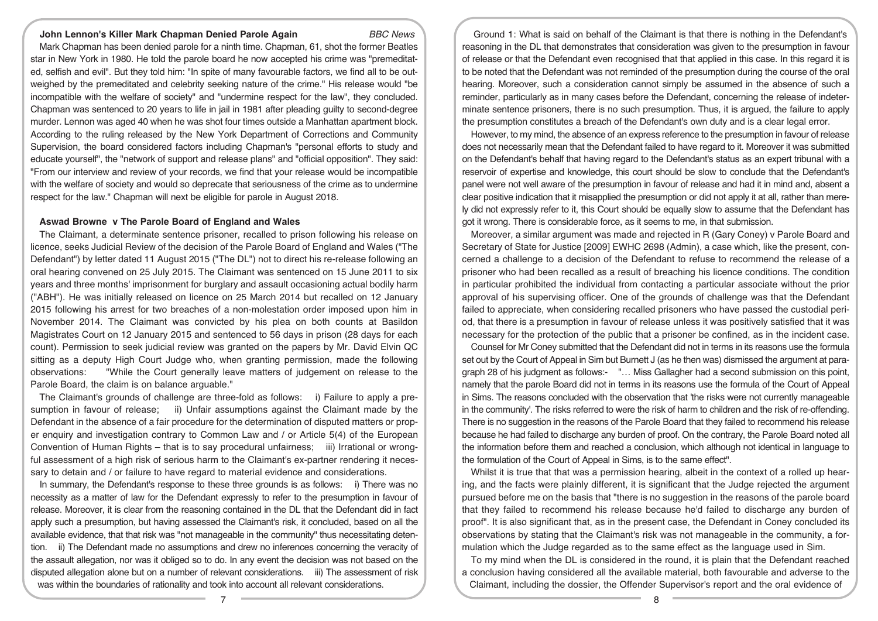## John Lennon's Killer Mark Chapman Denied Parole Again

*BBC News*

Mark Chapman has been denied parole for a ninth time. Chapman, 61, shot the former Beatles star in New York in 1980. He told the parole board he now accepted his crime was "premeditated, selfish and evil". But they told him: "In spite of many favourable factors, we find all to be outweighed by the premeditated and celebrity seeking nature of the crime." His release would "be incompatible with the welfare of society" and "undermine respect for the law", they concluded. Chapman was sentenced to 20 years to life in jail in 1981 after pleading guilty to second-degree murder. Lennon was aged 40 when he was shot four times outside a Manhattan apartment block. According to the ruling released by the New York Department of Corrections and Community Supervision, the board considered factors including Chapman's "personal efforts to study and educate yourself", the "network of support and release plans" and "official opposition". They said: "From our interview and review of your records, we find that your release would be incompatible with the welfare of society and would so deprecate that seriousness of the crime as to undermine respect for the law." Chapman will next be eligible for parole in August 2018.

## Aswad Browne v The Parole Board of England and Wales

The Claimant, a determinate sentence prisoner, recalled to prison following his release on licence, seeks Judicial Review of the decision of the Parole Board of England and Wales ("The Defendant") by letter dated 11 August 2015 ("The DL") not to direct his re-release following an oral hearing convened on 25 July 2015. The Claimant was sentenced on 15 June 2011 to six years and three months' imprisonment for burglary and assault occasioning actual bodily harm ("ABH"). He was initially released on licence on 25 March 2014 but recalled on 12 January 2015 following his arrest for two breaches of a non-molestation order imposed upon him in November 2014. The Claimant was convicted by his plea on both counts at Basildon Magistrates Court on 12 January 2015 and sentenced to 56 days in prison (28 days for each count). Permission to seek judicial review was granted on the papers by Mr. David Elvin QC sitting as a deputy High Court Judge who, when granting permission, made the following observations: "While the Court generally leave matters of judgement on release to the Parole Board, the claim is on balance arguable."

The Claimant's grounds of challenge are three-fold as follows: i) Failure to apply a presumption in favour of release; ii) Unfair assumptions against the Claimant made by the Defendant in the absence of a fair procedure for the determination of disputed matters or proper enquiry and investigation contrary to Common Law and / or Article 5(4) of the European Convention of Human Rights – that is to say procedural unfairness; iii) Irrational or wrongful assessment of a high risk of serious harm to the Claimant's ex-partner rendering it necessary to detain and / or failure to have regard to material evidence and considerations.

In summary, the Defendant's response to these three grounds is as follows: i) There was no necessity as a matter of law for the Defendant expressly to refer to the presumption in favour of release. Moreover, it is clear from the reasoning contained in the DL that the Defendant did in fact apply such a presumption, but having assessed the Claimant's risk, it concluded, based on all the available evidence, that that risk was "not manageable in the community" thus necessitating detention. ii) The Defendant made no assumptions and drew no inferences concerning the veracity of the assault allegation, nor was it obliged so to do. In any event the decision was not based on the disputed allegation alone but on a number of relevant considerations. iii) The assessment of risk was within the boundaries of rationality and took into account all relevant considerations.

Ground 1: What is said on behalf of the Claimant is that there is nothing in the Defendant's reasoning in the DL that demonstrates that consideration was given to the presumption in favour of release or that the Defendant even recognised that that applied in this case. In this regard it is to be noted that the Defendant was not reminded of the presumption during the course of the oral hearing. Moreover, such a consideration cannot simply be assumed in the absence of such a reminder, particularly as in many cases before the Defendant, concerning the release of indeterminate sentence prisoners, there is no such presumption. Thus, it is argued, the failure to apply the presumption constitutes a breach of the Defendant's own duty and is a clear legal error.

However, to my mind, the absence of an express reference to the presumption in favour of release does not necessarily mean that the Defendant failed to have regard to it. Moreover it was submitted on the Defendant's behalf that having regard to the Defendant's status as an expert tribunal with a reservoir of expertise and knowledge, this court should be slow to conclude that the Defendant's panel were not well aware of the presumption in favour of release and had it in mind and, absent a clear positive indication that it misapplied the presumption or did not apply it at all, rather than merely did not expressly refer to it, this Court should be equally slow to assume that the Defendant has got it wrong. There is considerable force, as it seems to me, in that submission.

Moreover, a similar argument was made and rejected in R (Gary Coney) v Parole Board and Secretary of State for Justice [2009] EWHC 2698 (Admin), a case which, like the present, concerned a challenge to a decision of the Defendant to refuse to recommend the release of a prisoner who had been recalled as a result of breaching his licence conditions. The condition in particular prohibited the individual from contacting a particular associate without the prior approval of his supervising officer. One of the grounds of challenge was that the Defendant failed to appreciate, when considering recalled prisoners who have passed the custodial period, that there is a presumption in favour of release unless it was positively satisfied that it was necessary for the protection of the public that a prisoner be confined, as in the incident case.

Counsel for Mr Coney submitted that the Defendant did not in terms in its reasons use the formula set out by the Court of Appeal in Sim but Burnett J (as he then was) dismissed the argument at paragraph 28 of his judgment as follows:- "… Miss Gallagher had a second submission on this point, namely that the parole Board did not in terms in its reasons use the formula of the Court of Appeal in Sims. The reasons concluded with the observation that 'the risks were not currently manageable in the community'. The risks referred to were the risk of harm to children and the risk of re-offending. There is no suggestion in the reasons of the Parole Board that they failed to recommend his release because he had failed to discharge any burden of proof. On the contrary, the Parole Board noted all the information before them and reached a conclusion, which although not identical in language to the formulation of the Court of Appeal in Sims, is to the same effect".

Whilst it is true that that was a permission hearing, albeit in the context of a rolled up hearing, and the facts were plainly different, it is significant that the Judge rejected the argument pursued before me on the basis that "there is no suggestion in the reasons of the parole board that they failed to recommend his release because he'd failed to discharge any burden of proof". It is also significant that, as in the present case, the Defendant in Coney concluded its observations by stating that the Claimant's risk was not manageable in the community, a formulation which the Judge regarded as to the same effect as the language used in Sim.

To my mind when the DL is considered in the round, it is plain that the Defendant reached a conclusion having considered all the available material, both favourable and adverse to the Claimant, including the dossier, the Offender Supervisor's report and the oral evidence of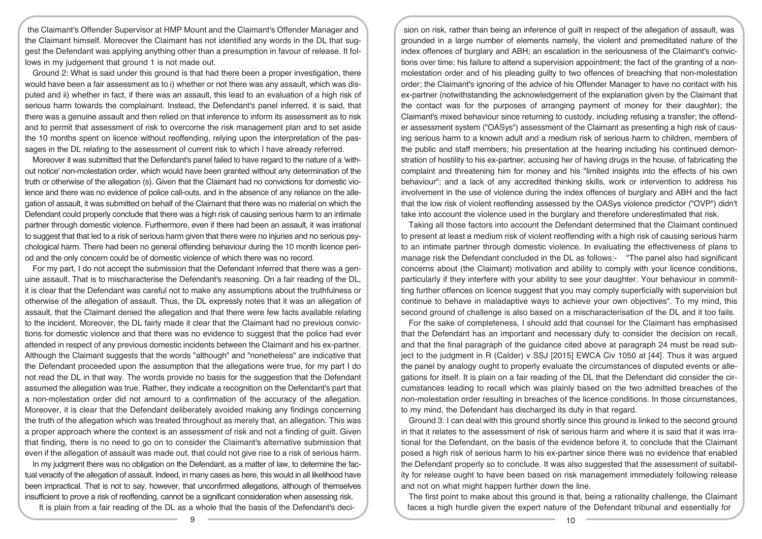the Claimant's Offender Supervisor at HMP Mount and the Claimant's Offender Manager and the Claimant himself. Moreover the Claimant has not identified any words in the DL that suggest the Defendant was applying anything other than a presumption in favour of release. It follows in my judgement that ground 1 is not made out.

Ground 2: What is said under this ground is that had there been a proper investigation, there would have been a fair assessment as to i) whether or not there was any assault, which was disputed and ii) whether in fact, if there was an assault, this lead to an evaluation of a high risk of serious harm towards the complainant. Instead, the Defendant's panel inferred, it is said, that there was a genuine assault and then relied on that inference to inform its assessment as to risk and to permit that assessment of risk to overcome the risk management plan and to set aside the 10 months spent on licence without reoffending, relying upon the interpretation of the passages in the DL relating to the assessment of current risk to which I have already referred.

Moreover it was submitted that the Defendant's panel failed to have regard to the nature of a 'without notice' non-molestation order, which would have been granted without any determination of the truth or otherwise of the allegation (s). Given that the Claimant had no convictions for domestic violence and there was no evidence of police call-outs, and in the absence of any reliance on the allegation of assault, it was submitted on behalf of the Claimant that there was no material on which the Defendant could properly conclude that there was a high risk of causing serious harm to an intimate partner through domestic violence. Furthermore, even if there had been an assault, it was irrational to suggest that that led to a risk of serious harm given that there were no injuries and no serious psychological harm. There had been no general offending behaviour during the 10 month licence period and the only concern could be of domestic violence of which there was no record.

For my part, I do not accept the submission that the Defendant inferred that there was a genuine assault. That is to mischaracterise the Defendant's reasoning. On a fair reading of the DL, it is clear that the Defendant was careful not to make any assumptions about the truthfulness or otherwise of the allegation of assault. Thus, the DL expressly notes that it was an allegation of assault, that the Claimant denied the allegation and that there were few facts available relating to the incident. Moreover, the DL fairly made it clear that the Claimant had no previous convictions for domestic violence and that there was no evidence to suggest that the police had ever attended in respect of any previous domestic incidents between the Claimant and his ex-partner. Although the Claimant suggests that the words "although" and "nonetheless" are indicative that the Defendant proceeded upon the assumption that the allegations were true, for my part I do not read the DL in that way. The words provide no basis for the suggestion that the Defendant assumed the allegation was true. Rather, they indicate a recognition on the Defendant's part that a non-molestation order did not amount to a confirmation of the accuracy of the allegation. Moreover, it is clear that the Defendant deliberately avoided making any findings concerning the truth of the allegation which was treated throughout as merely that, an allegation. This was a proper approach where the context is an assessment of risk and not a finding of guilt. Given that finding, there is no need to go on to consider the Claimant's alternative submission that even if the allegation of assault was made out, that could not give rise to a risk of serious harm.

In my judgment there was no obligation on the Defendant, as a matter of law, to determine the factual veracity of the allegation of assault. Indeed, in many cases as here, this would in all likelihood have been impractical. That is not to say, however, that unconfirmed allegations, although of themselves insufficient to prove a risk of reoffending, cannot be a significant consideration when assessing risk.

It is plain from a fair reading of the DL as a whole that the basis of the Defendant's decision on risk, rather than being an inference of guilt in respect of the allegation of assault, was grounded in a large number of elements namely, the violent and premeditated nature of the index offences of burglary and ABH; an escalation in the seriousness of the Claimant's convictions over time; his failure to attend a supervision appointment; the fact of the granting of a non-molestation order and of his pleading guilty to two offences of breaching that non-molestation order; the Claimant's ignoring of the advice of his Offender Manager to have no contact with his ex-partner (notwithstanding the acknowledgement of the explanation given by the Claimant that the contact was for the purposes of arranging payment of money for their daughter); the Claimant's mixed behaviour since returning to custody, including refusing a transfer; the offender assessment system ("OASys") assessment of the Claimant as presenting a high risk of causing serious harm to a known adult and a medium risk of serious harm to children, members of the public and staff members; his presentation at the hearing including his continued demonstration of hostility to his ex-partner, accusing her of having drugs in the house, of fabricating the complaint and threatening him for money and his "limited insights into the effects of his own behaviour"; and a lack of any accredited thinking skills, work or intervention to address his involvement in the use of violence during the index offences of burglary and ABH and the fact that the low risk of violent reoffending assessed by the OASys violence predictor ("OVP") didn't take into account the violence used in the burglary and therefore underestimated that risk.

Taking all those factors into account the Defendant determined that the Claimant continued to present at least a medium risk of violent reoffending with a high risk of causing serious harm to an intimate partner through domestic violence. In evaluating the effectiveness of plans to manage risk the Defendant concluded in the DL as follows:- "The panel also had significant concerns about (the Claimant) motivation and ability to comply with your licence conditions, particularly if they interfere with your ability to see your daughter. Your behaviour in committing further offences on licence suggest that you may comply superficially with supervision but continue to behave in maladaptive ways to achieve your own objectives". To my mind, this second ground of challenge is also based on a mischaracterisation of the DL and it too fails.

For the sake of completeness, I should add that counsel for the Claimant has emphasised that the Defendant has an important and necessary duty to consider the decision on recall, and that the final paragraph of the guidance cited above at paragraph 24 must be read subject to the judgment in R (Calder) v SSJ [2015] EWCA Civ 1050 at [44]. Thus it was argued the panel by analogy ought to properly evaluate the circumstances of disputed events or allegations for itself. It is plain on a fair reading of the DL that the Defendant did consider the circumstances leading to recall which was plainly based on the two admitted breaches of the non-molestation order resulting in breaches of the licence conditions. In those circumstances, to my mind, the Defendant has discharged its duty in that regard.

Ground 3: I can deal with this ground shortly since this ground is linked to the second ground in that it relates to the assessment of risk of serious harm and where it is said that it was irrational for the Defendant, on the basis of the evidence before it, to conclude that the Claimant posed a high risk of serious harm to his ex-partner since there was no evidence that enabled the Defendant properly so to conclude. It was also suggested that the assessment of suitability for release ought to have been based on risk management immediately following release and not on what might happen further down the line.

The first point to make about this ground is that, being a rationality challenge, the Claimant faces a high hurdle given the expert nature of the Defendant tribunal and essentially for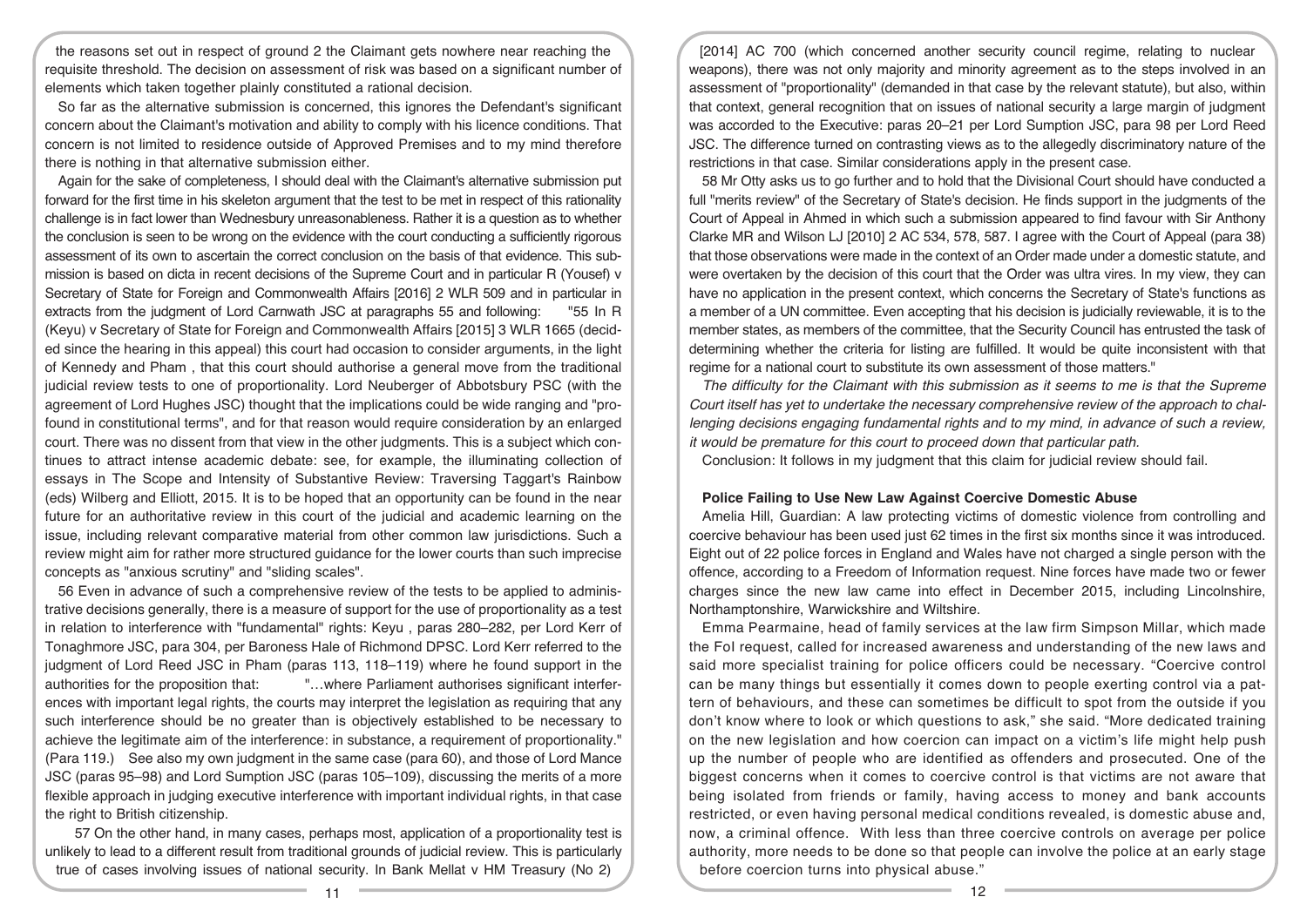the reasons set out in respect of ground 2 the Claimant gets nowhere near reaching the requisite threshold. The decision on assessment of risk was based on a significant number of elements which taken together plainly constituted a rational decision.

So far as the alternative submission is concerned, this ignores the Defendant's significant concern about the Claimant's motivation and ability to comply with his licence conditions. That concern is not limited to residence outside of Approved Premises and to my mind therefore there is nothing in that alternative submission either.

Again for the sake of completeness, I should deal with the Claimant's alternative submission put forward for the first time in his skeleton argument that the test to be met in respect of this rationality challenge is in fact lower than Wednesbury unreasonableness. Rather it is a question as to whether the conclusion is seen to be wrong on the evidence with the court conducting a sufficiently rigorous assessment of its own to ascertain the correct conclusion on the basis of that evidence. This submission is based on dicta in recent decisions of the Supreme Court and in particular R (Yousef) v Secretary of State for Foreign and Commonwealth Affairs [2016] 2 WLR 509 and in particular in extracts from the judgment of Lord Carnwath JSC at paragraphs 55 and following: "55 In R (Keyu) v Secretary of State for Foreign and Commonwealth Affairs [2015] 3 WLR 1665 (decided since the hearing in this appeal) this court had occasion to consider arguments, in the light of Kennedy and Pham , that this court should authorise a general move from the traditional judicial review tests to one of proportionality. Lord Neuberger of Abbotsbury PSC (with the agreement of Lord Hughes JSC) thought that the implications could be wide ranging and "profound in constitutional terms", and for that reason would require consideration by an enlarged court. There was no dissent from that view in the other judgments. This is a subject which continues to attract intense academic debate: see, for example, the illuminating collection of essays in The Scope and Intensity of Substantive Review: Traversing Taggart's Rainbow (eds) Wilberg and Elliott, 2015. It is to be hoped that an opportunity can be found in the near future for an authoritative review in this court of the judicial and academic learning on the issue, including relevant comparative material from other common law jurisdictions. Such a review might aim for rather more structured guidance for the lower courts than such imprecise concepts as "anxious scrutiny" and "sliding scales".

56 Even in advance of such a comprehensive review of the tests to be applied to administrative decisions generally, there is a measure of support for the use of proportionality as a test in relation to interference with "fundamental" rights: Keyu , paras 280–282, per Lord Kerr of Tonaghmore JSC, para 304, per Baroness Hale of Richmond DPSC. Lord Kerr referred to the judgment of Lord Reed JSC in Pham (paras 113, 118–119) where he found support in the authorities for the proposition that: "…where Parliament authorises significant interferences with important legal rights, the courts may interpret the legislation as requiring that any such interference should be no greater than is objectively established to be necessary to achieve the legitimate aim of the interference: in substance, a requirement of proportionality." (Para 119.) See also my own judgment in the same case (para 60), and those of Lord Mance JSC (paras 95–98) and Lord Sumption JSC (paras 105–109), discussing the merits of a more flexible approach in judging executive interference with important individual rights, in that case the right to British citizenship.

57 On the other hand, in many cases, perhaps most, application of a proportionality test is unlikely to lead to a different result from traditional grounds of judicial review. This is particularly true of cases involving issues of national security. In Bank Mellat v HM Treasury (No 2) [2014] AC 700 (which concerned another security council regime, relating to nuclear weapons), there was not only majority and minority agreement as to the steps involved in an assessment of "proportionality" (demanded in that case by the relevant statute), but also, within that context, general recognition that on issues of national security a large margin of judgment was accorded to the Executive: paras 20–21 per Lord Sumption JSC, para 98 per Lord Reed JSC. The difference turned on contrasting views as to the allegedly discriminatory nature of the restrictions in that case. Similar considerations apply in the present case.

58 Mr Otty asks us to go further and to hold that the Divisional Court should have conducted a full "merits review" of the Secretary of State's decision. He finds support in the judgments of the Court of Appeal in Ahmed in which such a submission appeared to find favour with Sir Anthony Clarke MR and Wilson LJ [2010] 2 AC 534, 578, 587. I agree with the Court of Appeal (para 38) that those observations were made in the context of an Order made under a domestic statute, and were overtaken by the decision of this court that the Order was ultra vires. In my view, they can have no application in the present context, which concerns the Secretary of State's functions as a member of a UN committee. Even accepting that his decision is judicially reviewable, it is to the member states, as members of the committee, that the Security Council has entrusted the task of determining whether the criteria for listing are fulfilled. It would be quite inconsistent with that regime for a national court to substitute its own assessment of those matters."

*The difficulty for the Claimant with this submission as it seems to me is that the Supreme Court itself has yet to undertake the necessary comprehensive review of the approach to challenging decisions engaging fundamental rights and to my mind, in advance of such a review, it would be premature for this court to proceed down that particular path.*

Conclusion: It follows in my judgment that this claim for judicial review should fail.

**Police Failing to Use New Law Against Coercive Domestic Abuse**

Amelia Hill, Guardian: A law protecting victims of domestic violence from controlling and coercive behaviour has been used just 62 times in the first six months since it was introduced. Eight out of 22 police forces in England and Wales have not charged a single person with the offence, according to a Freedom of Information request. Nine forces have made two or fewer charges since the new law came into effect in December 2015, including Lincolnshire, Northamptonshire, Warwickshire and Wiltshire.

Emma Pearmaine, head of family services at the law firm Simpson Millar, which made the FoI request, called for increased awareness and understanding of the new laws and said more specialist training for police officers could be necessary. "Coercive control can be many things but essentially it comes down to people exerting control via a pattern of behaviours, and these can sometimes be difficult to spot from the outside if you don't know where to look or which questions to ask," she said. "More dedicated training on the new legislation and how coercion can impact on a victim's life might help push up the number of people who are identified as offenders and prosecuted. One of the biggest concerns when it comes to coercive control is that victims are not aware that being isolated from friends or family, having access to money and bank accounts restricted, or even having personal medical conditions revealed, is domestic abuse and, now, a criminal offence. With less than three coercive controls on average per police authority, more needs to be done so that people can involve the police at an early stage before coercion turns into physical abuse."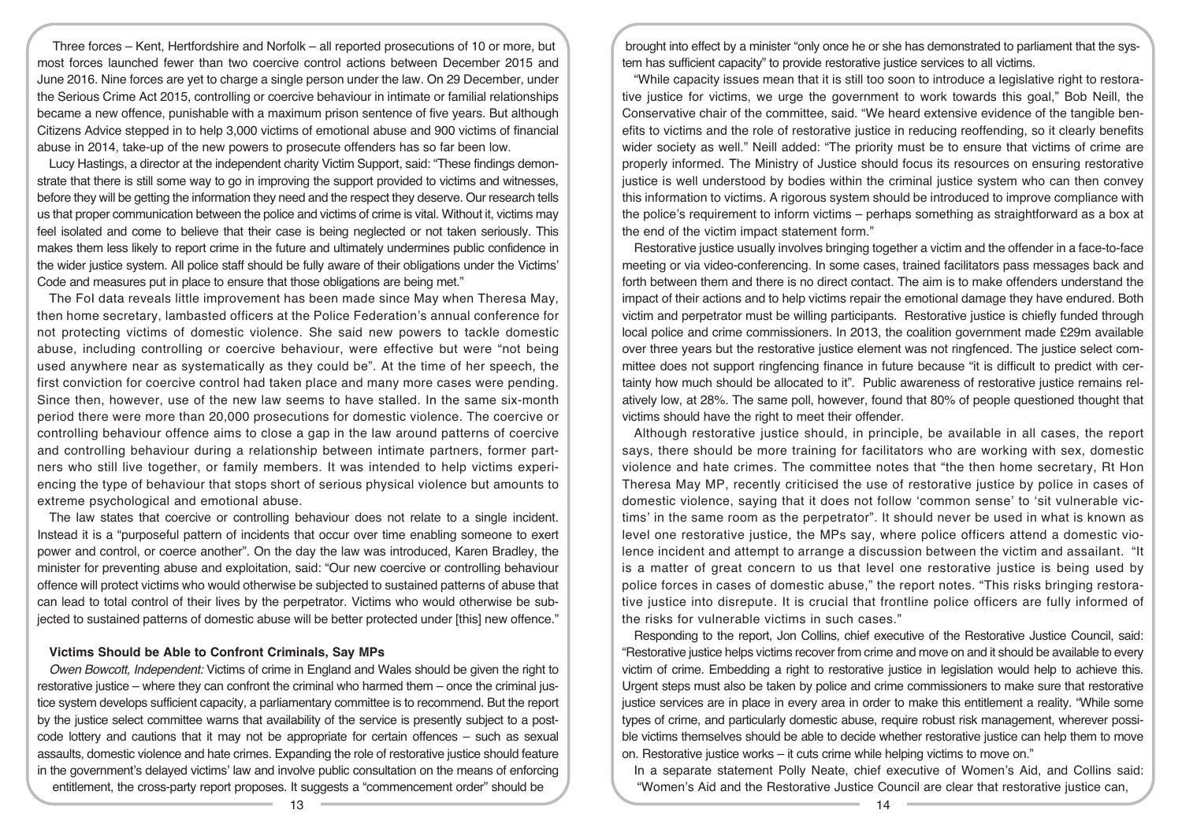Three forces – Kent, Hertfordshire and Norfolk – all reported prosecutions of 10 or more, but most forces launched fewer than two coercive control actions between December 2015 and June 2016. Nine forces are yet to charge a single person under the law. On 29 December, under the Serious Crime Act 2015, controlling or coercive behaviour in intimate or familial relationships became a new offence, punishable with a maximum prison sentence of five years. But although Citizens Advice stepped in to help 3,000 victims of emotional abuse and 900 victims of financial abuse in 2014, take-up of the new powers to prosecute offenders has so far been low.

Lucy Hastings, a director at the independent charity Victim Support, said: "These findings demonstrate that there is still some way to go in improving the support provided to victims and witnesses, before they will be getting the information they need and the respect they deserve. Our research tells us that proper communication between the police and victims of crime is vital. Without it, victims may feel isolated and come to believe that their case is being neglected or not taken seriously. This makes them less likely to report crime in the future and ultimately undermines public confidence in the wider justice system. All police staff should be fully aware of their obligations under the Victims' Code and measures put in place to ensure that those obligations are being met."

The FoI data reveals little improvement has been made since May when Theresa May, then home secretary, lambasted officers at the Police Federation's annual conference for not protecting victims of domestic violence. She said new powers to tackle domestic abuse, including controlling or coercive behaviour, were effective but were "not being used anywhere near as systematically as they could be". At the time of her speech, the first conviction for coercive control had taken place and many more cases were pending. Since then, however, use of the new law seems to have stalled. In the same six-month period there were more than 20,000 prosecutions for domestic violence. The coercive or controlling behaviour offence aims to close a gap in the law around patterns of coercive and controlling behaviour during a relationship between intimate partners, former partners who still live together, or family members. It was intended to help victims experiencing the type of behaviour that stops short of serious physical violence but amounts to extreme psychological and emotional abuse.

The law states that coercive or controlling behaviour does not relate to a single incident. Instead it is a "purposeful pattern of incidents that occur over time enabling someone to exert power and control, or coerce another". On the day the law was introduced, Karen Bradley, the minister for preventing abuse and exploitation, said: "Our new coercive or controlling behaviour offence will protect victims who would otherwise be subjected to sustained patterns of abuse that can lead to total control of their lives by the perpetrator. Victims who would otherwise be subjected to sustained patterns of domestic abuse will be better protected under [this] new offence."

### Victims Should be Able to Confront Criminals, Say MPs

*Owen Bowcott, Independent:* Victims of crime in England and Wales should be given the right to restorative justice – where they can confront the criminal who harmed them – once the criminal justice system develops sufficient capacity, a parliamentary committee is to recommend. But the report by the justice select committee warns that availability of the service is presently subject to a postcode lottery and cautions that it may not be appropriate for certain offences – such as sexual assaults, domestic violence and hate crimes. Expanding the role of restorative justice should feature in the government's delayed victims' law and involve public consultation on the means of enforcing entitlement, the cross-party report proposes. It suggests a "commencement order" should be brought into effect by a minister "only once he or she has demonstrated to parliament that the system has sufficient capacity" to provide restorative justice services to all victims.

"While capacity issues mean that it is still too soon to introduce a legislative right to restorative justice for victims, we urge the government to work towards this goal," Bob Neill, the Conservative chair of the committee, said. "We heard extensive evidence of the tangible benefits to victims and the role of restorative justice in reducing reoffending, so it clearly benefits wider society as well." Neill added: "The priority must be to ensure that victims of crime are properly informed. The Ministry of Justice should focus its resources on ensuring restorative justice is well understood by bodies within the criminal justice system who can then convey this information to victims. A rigorous system should be introduced to improve compliance with the police's requirement to inform victims – perhaps something as straightforward as a box at the end of the victim impact statement form."

Restorative justice usually involves bringing together a victim and the offender in a face-to-face meeting or via video-conferencing. In some cases, trained facilitators pass messages back and forth between them and there is no direct contact. The aim is to make offenders understand the impact of their actions and to help victims repair the emotional damage they have endured. Both victim and perpetrator must be willing participants. Restorative justice is chiefly funded through local police and crime commissioners. In 2013, the coalition government made £29m available over three years but the restorative justice element was not ringfenced. The justice select committee does not support ringfencing finance in future because "it is difficult to predict with certainty how much should be allocated to it". Public awareness of restorative justice remains relatively low, at 28%. The same poll, however, found that 80% of people questioned thought that victims should have the right to meet their offender.

Although restorative justice should, in principle, be available in all cases, the report says, there should be more training for facilitators who are working with sex, domestic violence and hate crimes. The committee notes that "the then home secretary, Rt Hon Theresa May MP, recently criticised the use of restorative justice by police in cases of domestic violence, saying that it does not follow 'common sense' to 'sit vulnerable victims' in the same room as the perpetrator". It should never be used in what is known as level one restorative justice, the MPs say, where police officers attend a domestic violence incident and attempt to arrange a discussion between the victim and assailant. "It is a matter of great concern to us that level one restorative justice is being used by police forces in cases of domestic abuse," the report notes. "This risks bringing restorative justice into disrepute. It is crucial that frontline police officers are fully informed of the risks for vulnerable victims in such cases."

Responding to the report, Jon Collins, chief executive of the Restorative Justice Council, said: "Restorative justice helps victims recover from crime and move on and it should be available to every victim of crime. Embedding a right to restorative justice in legislation would help to achieve this. Urgent steps must also be taken by police and crime commissioners to make sure that restorative justice services are in place in every area in order to make this entitlement a reality. "While some types of crime, and particularly domestic abuse, require robust risk management, wherever possible victims themselves should be able to decide whether restorative justice can help them to move on. Restorative justice works – it cuts crime while helping victims to move on."

In a separate statement Polly Neate, chief executive of Women's Aid, and Collins said: "Women's Aid and the Restorative Justice Council are clear that restorative justice can,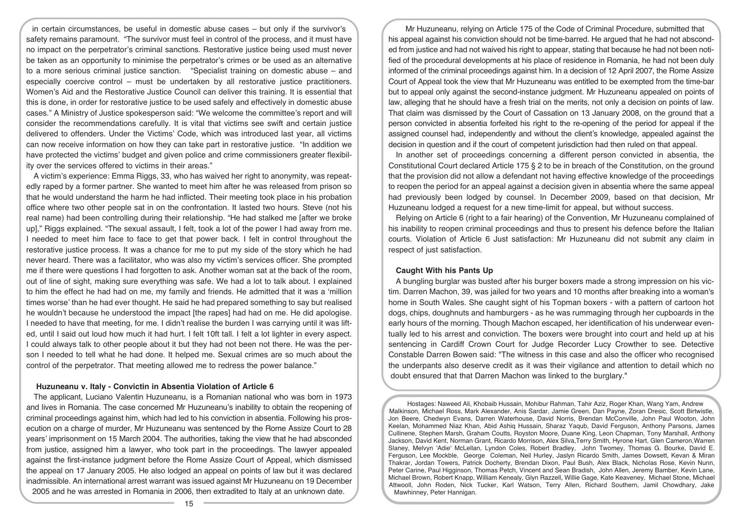in certain circumstances, be useful in domestic abuse cases – but only if the survivor's safety remains paramount. "The survivor must feel in control of the process, and it must have no impact on the perpetrator's criminal sanctions. Restorative justice being used must never be taken as an opportunity to minimise the perpetrator's crimes or be used as an alternative to a more serious criminal justice sanction. "Specialist training on domestic abuse – and especially coercive control – must be undertaken by all restorative justice practitioners. Women's Aid and the Restorative Justice Council can deliver this training. It is essential that this is done, in order for restorative justice to be used safely and effectively in domestic abuse cases." A Ministry of Justice spokesperson said: "We welcome the committee's report and will consider the recommendations carefully. It is vital that victims see swift and certain justice delivered to offenders. Under the Victims' Code, which was introduced last year, all victims can now receive information on how they can take part in restorative justice. "In addition we have protected the victims' budget and given police and crime commissioners greater flexibility over the services offered to victims in their areas."

A victim's experience: Emma Riggs, 33, who has waived her right to anonymity, was repeatedly raped by a former partner. She wanted to meet him after he was released from prison so that he would understand the harm he had inflicted. Their meeting took place in his probation office where two other people sat in on the confrontation. It lasted two hours. Steve (not his real name) had been controlling during their relationship. "He had stalked me [after we broke up]," Riggs explained. "The sexual assault, I felt, took a lot of the power I had away from me. I needed to meet him face to face to get that power back. I felt in control throughout the restorative justice process. It was a chance for me to put my side of the story which he had never heard. There was a facilitator, who was also my victim's services officer. She prompted me if there were questions I had forgotten to ask. Another woman sat at the back of the room, out of line of sight, making sure everything was safe. We had a lot to talk about. I explained to him the effect he had had on me, my family and friends. He admitted that it was a 'million times worse' than he had ever thought. He said he had prepared something to say but realised he wouldn't because he understood the impact [the rapes] had had on me. He did apologise. I needed to have that meeting, for me. I didn't realise the burden I was carrying until it was lifted, until I said out loud how much it had hurt. I felt 10ft tall. I felt a lot lighter in every aspect. I could always talk to other people about it but they had not been not there. He was the person I needed to tell what he had done. It helped me. Sexual crimes are so much about the control of the perpetrator. That meeting allowed me to redress the power balance."

## Huzuneanu v. Italy - Convictin in Absentia Violation of Article 6

The applicant, Luciano Valentin Huzuneanu, is a Romanian national who was born in 1973 and lives in Romania. The case concerned Mr Huzuneanu's inability to obtain the reopening of criminal proceedings against him, which had led to his conviction in absentia. Following his prosecution on a charge of murder, Mr Huzuneanu was sentenced by the Rome Assize Court to 28 years' imprisonment on 15 March 2004. The authorities, taking the view that he had absconded from justice, assigned him a lawyer, who took part in the proceedings. The lawyer appealed against the first-instance judgment before the Rome Assize Court of Appeal, which dismissed the appeal on 17 January 2005. He also lodged an appeal on points of law but it was declared inadmissible. An international arrest warrant was issued against Mr Huzuneanu on 19 December 2005 and he was arrested in Romania in 2006, then extradited to Italy at an unknown date.

Mr Huzuneanu, relying on Article 175 of the Code of Criminal Procedure, submitted that his appeal against his conviction should not be time-barred. He argued that he had not absconded from justice and had not waived his right to appear, stating that because he had not been notified of the procedural developments at his place of residence in Romania, he had not been duly informed of the criminal proceedings against him. In a decision of 12 April 2007, the Rome Assize Court of Appeal took the view that Mr Huzuneanu was entitled to be exempted from the time-bar but to appeal only against the second-instance judgment. Mr Huzuneanu appealed on points of law, alleging that he should have a fresh trial on the merits, not only a decision on points of law. That claim was dismissed by the Court of Cassation on 13 January 2008, on the ground that a person convicted in absentia forfeited his right to the re-opening of the period for appeal if the assigned counsel had, independently and without the client's knowledge, appealed against the decision in question and if the court of competent jurisdiction had then ruled on that appeal.

In another set of proceedings concerning a different person convicted in absentia, the Constitutional Court declared Article 175 § 2 to be in breach of the Constitution, on the ground that the provision did not allow a defendant not having effective knowledge of the proceedings to reopen the period for an appeal against a decision given in absentia where the same appeal had previously been lodged by counsel. In December 2009, based on that decision, Mr Huzuneanu lodged a request for a new time-limit for appeal, but without success.

Relying on Article 6 (right to a fair hearing) of the Convention, Mr Huzuneanu complained of his inability to reopen criminal proceedings and thus to present his defence before the Italian courts. Violation of Article 6 Just satisfaction: Mr Huzuneanu did not submit any claim in respect of just satisfaction.

## Caught With his Pants Up

A bungling burglar was busted after his burger boxers made a strong impression on his victim. Darren Machon, 39, was jailed for two years and 10 months after breaking into a woman's home in South Wales. She caught sight of his Topman boxers - with a pattern of cartoon hot dogs, chips, doughnuts and hamburgers - as he was rummaging through her cupboards in the early hours of the morning. Though Machon escaped, her identification of his underwear eventually led to his arrest and conviction. The boxers were brought into court and held up at his sentencing in Cardiff Crown Court for Judge Recorder Lucy Crowther to see. Detective Constable Darren Bowen said: "The witness in this case and also the officer who recognised the underpants also deserve credit as it was their vigilance and attention to detail which no doubt ensured that that Darren Machon was linked to the burglary."

Hostages: Naweed Ali, Khobaib Hussain, Mohibur Rahman, Tahir Aziz, Roger Khan, Wang Yam, Andrew Malkinson, Michael Ross, Mark Alexander, Anis Sardar, Jamie Green, Dan Payne, Zoran Dresic, Scott Birtwistle, Jon Beere, Chedwyn Evans, Darren Waterhouse, David Norris, Brendan McConville, John Paul Wooton, John Keelan, Mohammed Niaz Khan, Abid Ashiq Hussain, Sharaz Yaqub, David Ferguson, Anthony Parsons, James Cullinene, Stephen Marsh, Graham Coutts, Royston Moore, Duane King, Leon Chapman, Tony Marshall, Anthony Jackson, David Kent, Norman Grant, Ricardo Morrison, Alex Silva,Terry Smith, Hyrone Hart, Glen Cameron,Warren Slaney, Melvyn 'Adie' McLellan, Lyndon Coles, Robert Bradley, John Twomey, Thomas G. Bourke, David E. Ferguson, Lee Mockble, George Coleman, Neil Hurley, Jaslyn Ricardo Smith, James Dowsett, Kevan & Miran Thakrar, Jordan Towers, Patrick Docherty, Brendan Dixon, Paul Bush, Alex Black, Nicholas Rose, Kevin Nunn, Peter Carine, Paul Higginson, Thomas Petch, Vincent and Sean Bradish, John Allen, Jeremy Bamber, Kevin Lane, Michael Brown, Robert Knapp, William Kenealy, Glyn Razzell, Willie Gage, Kate Keaveney, Michael Stone, Michael Attwooll, John Roden, Nick Tucker, Karl Watson, Terry Allen, Richard Southern, Jamil Chowdhary, Jake Mawhinney, Peter Hannigan.